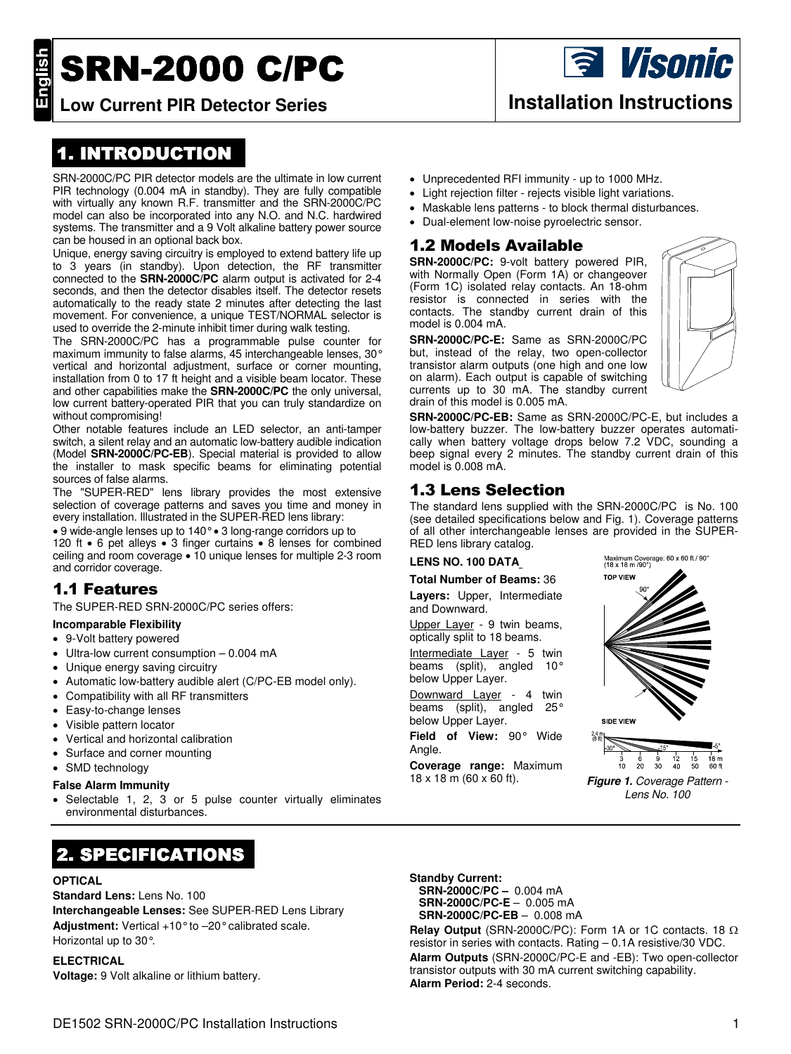# SRN-2000 C/PC

**Low Current PIR Detector Series**

**Visonic**

**Installation Instructions**

## 1. INTRODUCTION

SRN-2000C/PC PIR detector models are the ultimate in low current PIR technology (0.004 mA in standby). They are fully compatible with virtually any known R.F. transmitter and the SRN-2000C/PC model can also be incorporated into any N.O. and N.C. hardwired systems. The transmitter and a 9 Volt alkaline battery power source can be housed in an optional back box.

Unique, energy saving circuitry is employed to extend battery life up to 3 years (in standby). Upon detection, the RF transmitter connected to the **SRN-2000C/PC** alarm output is activated for 2-4 seconds, and then the detector disables itself. The detector resets automatically to the ready state 2 minutes after detecting the last movement. For convenience, a unique TEST/NORMAL selector is used to override the 2-minute inhibit timer during walk testing.

The SRN-2000C/PC has a programmable pulse counter for maximum immunity to false alarms, 45 interchangeable lenses, 30° vertical and horizontal adjustment, surface or corner mounting, installation from 0 to 17 ft height and a visible beam locator. These and other capabilities make the **SRN-2000C/PC** the only universal, low current battery-operated PIR that you can truly standardize on without compromising!

Other notable features include an LED selector, an anti-tamper switch, a silent relay and an automatic low-battery audible indication (Model **SRN-2000C/PC-EB**). Special material is provided to allow the installer to mask specific beams for eliminating potential sources of false alarms.

The "SUPER-RED" lens library provides the most extensive selection of coverage patterns and saves you time and money in every installation. Illustrated in the SUPER-RED lens library:

• 9 wide-angle lenses up to 140° • 3 long-range corridors up to 120 ft • 6 pet alleys • 3 finger curtains • 8 lenses for combined ceiling and room coverage • 10 unique lenses for multiple 2-3 room and corridor coverage.

### 1.1 Features

The SUPER-RED SRN-2000C/PC series offers:

**Incomparable Flexibility**

- 9-Volt battery powered
- Ultra-low current consumption – 0.004 mA
- Unique energy saving circuitry
- Automatic low-battery audible alert (C/PC-EB model only).
- Compatibility with all RF transmitters
- Easy-to-change lenses
- Visible pattern locator
- Vertical and horizontal calibration
- Surface and corner mounting
- SMD technology

**False Alarm Immunity**

- Selectable 1, 2, 3 or 5 pulse counter virtually eliminates environmental disturbances.
- Unprecedented RFI immunity - up to 1000 MHz.
- Light rejection filter - rejects visible light variations.
- Maskable lens patterns - to block thermal disturbances.
- Dual-element low-noise pyroelectric sensor.

### 1.2 Models Available

**SRN-2000C/PC:** 9-volt battery powered PIR, with Normally Open (Form 1A) or changeover (Form 1C) isolated relay contacts. An 18-ohm resistor is connected in series with the contacts. The standby current drain of this model is 0.004 mA.

**SRN-2000C/PC-E:** Same as SRN-2000C/PC but, instead of the relay, two open-collector transistor alarm outputs (one high and one low on alarm). Each output is capable of switching currents up to 30 mA. The standby current drain of this model is 0.005 mA.

**SRN-2000C/PC-EB:** Same as SRN-2000C/PC-E, but includes a low-battery buzzer. The low-battery buzzer operates automatically when battery voltage drops below 7.2 VDC, sounding a beep signal every 2 minutes. The standby current drain of this model is 0.008 mA.

### 1.3 Lens Selection

The standard lens supplied with the SRN-2000C/PC is No. 100 (see detailed specifications below and Fig. 1). Coverage patterns of all other interchangeable lenses are provided in the SUPER-RED lens library catalog.

**LENS NO. 100 DATA**

**Total Number of Beams:** 36

**Layers:** Upper, Intermediate and Downward.

Upper Layer - 9 twin beams, optically split to 18 beams.

Intermediate Layer - 5 twin beams (split), angled 10° below Upper Layer.

Downward Layer - 4 twin beams (split), angled 25° below Upper Layer.

**Field of View:** 90° Wide Angle.

**Coverage range:** Maximum 18 x 18 m (60 x 60 ft).

Maximum Coverage: 60 x 60 ft / 90° (18 x 18 m /90°)

TOP VIEW

SIDE VIEW

***Figure 1.*** *Coverage Pattern - Lens No. 100*

## 2. SPECIFICATIONS

**OPTICAL**

**Standard Lens:** Lens No. 100

**Interchangeable Lenses:** See SUPER-RED Lens Library

**Adjustment:** Vertical +10° to –20° calibrated scale. Horizontal up to 30°.

**ELECTRICAL**

**Voltage:** 9 Volt alkaline or lithium battery.

**Standby Current:**
**SRN-2000C/PC –** 0.004 mA
**SRN-2000C/PC-E** – 0.005 mA
**SRN-2000C/PC-EB** – 0.008 mA

**Relay Output** (SRN-2000C/PC): Form 1A or 1C contacts. 18 Ω resistor in series with contacts. Rating – 0.1A resistive/30 VDC.

**Alarm Outputs** (SRN-2000C/PC-E and -EB): Two open-collector transistor outputs with 30 mA current switching capability.

**Alarm Period:** 2-4 seconds.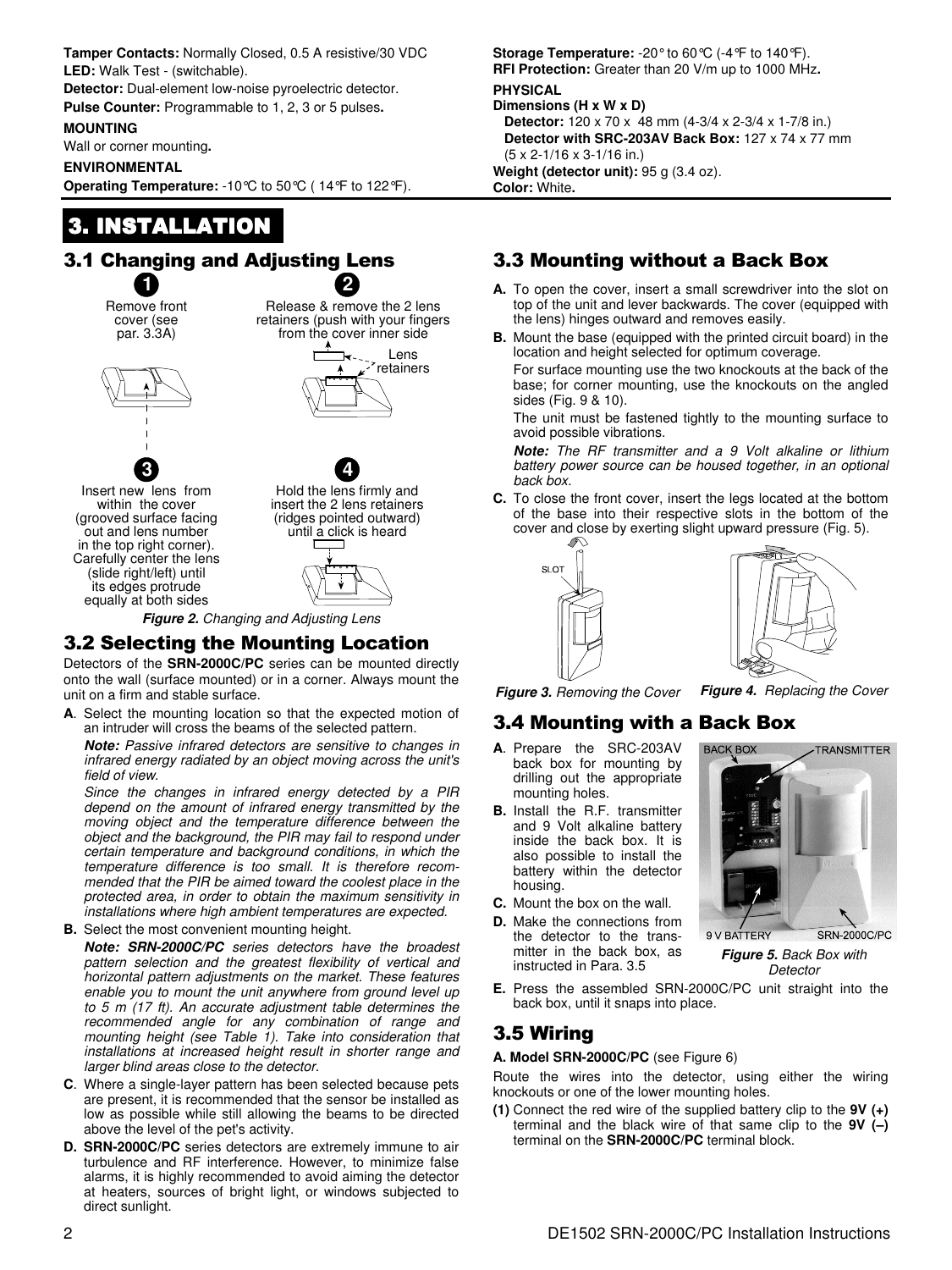**Tamper Contacts:** Normally Closed, 0.5 A resistive/30 VDC
**LED:** Walk Test - (switchable).
**Detector:** Dual-element low-noise pyroelectric detector.
**Pulse Counter:** Programmable to 1, 2, 3 or 5 pulses**.**

**MOUNTING**
Wall or corner mounting**.**

**ENVIRONMENTAL**
**Operating Temperature:** -10°C to 50°C ( 14°F to 122°F).
**Storage Temperature:** -20° to 60°C (-4°F to 140°F).
**RFI Protection:** Greater than 20 V/m up to 1000 MHz**.**

**PHYSICAL**
**Dimensions (H x W x D)**
**Detector:** 120 x 70 x 48 mm (4-3/4 x 2-3/4 x 1-7/8 in.)
**Detector with SRC-203AV Back Box:** 127 x 74 x 77 mm (5 x 2-1/16 x 3-1/16 in.)
**Weight (detector unit):** 95 g (3.4 oz).
**Color:** White**.**

# 3. INSTALLATION

## 3.1 Changing and Adjusting Lens

1. Remove front cover (see par. 3.3A)
2. Release & remove the 2 lens retainers (push with your fingers from the cover inner side
   Lens retainers
3. Insert new lens from within the cover (grooved surface facing out and lens number in the top right corner). Carefully center the lens (slide right/left) until its edges protrude equally at both sides
4. Hold the lens firmly and insert the 2 lens retainers (ridges pointed outward) until a click is heard

***Figure 2.*** *Changing and Adjusting Lens*

## 3.2 Selecting the Mounting Location

Detectors of the **SRN-2000C/PC** series can be mounted directly onto the wall (surface mounted) or in a corner. Always mount the unit on a firm and stable surface.

**A**. Select the mounting location so that the expected motion of an intruder will cross the beams of the selected pattern.

***Note:*** *Passive infrared detectors are sensitive to changes in infrared energy radiated by an object moving across the unit's field of view.*

*Since the changes in infrared energy detected by a PIR depend on the amount of infrared energy transmitted by the moving object and the temperature difference between the object and the background, the PIR may fail to respond under certain temperature and background conditions, in which the temperature difference is too small. It is therefore recommended that the PIR be aimed toward the coolest place in the protected area, in order to obtain the maximum sensitivity in installations where high ambient temperatures are expected.*

**B.** Select the most convenient mounting height.

***Note: SRN-2000C/PC*** *series detectors have the broadest pattern selection and the greatest flexibility of vertical and horizontal pattern adjustments on the market. These features enable you to mount the unit anywhere from ground level up to 5 m (17 ft). An accurate adjustment table determines the recommended angle for any combination of range and mounting height (see Table 1). Take into consideration that installations at increased height result in shorter range and larger blind areas close to the detector.*

**C**. Where a single-layer pattern has been selected because pets are present, it is recommended that the sensor be installed as low as possible while still allowing the beams to be directed above the level of the pet's activity.

**D. SRN-2000C/PC** series detectors are extremely immune to air turbulence and RF interference. However, to minimize false alarms, it is highly recommended to avoid aiming the detector at heaters, sources of bright light, or windows subjected to direct sunlight.

## 3.3 Mounting without a Back Box

**A.** To open the cover, insert a small screwdriver into the slot on top of the unit and lever backwards. The cover (equipped with the lens) hinges outward and removes easily.

**B.** Mount the base (equipped with the printed circuit board) in the location and height selected for optimum coverage.

For surface mounting use the two knockouts at the back of the base; for corner mounting, use the knockouts on the angled sides (Fig. 9 & 10).

The unit must be fastened tightly to the mounting surface to avoid possible vibrations.

***Note:*** *The RF transmitter and a 9 Volt alkaline or lithium battery power source can be housed together, in an optional back box.*

**C.** To close the front cover, insert the legs located at the bottom of the base into their respective slots in the bottom of the cover and close by exerting slight upward pressure (Fig. 5).

SLOT

***Figure 3.*** *Removing the Cover*

***Figure 4.*** *Replacing the Cover*

## 3.4 Mounting with a Back Box

**A**. Prepare the SRC-203AV back box for mounting by drilling out the appropriate mounting holes.

**B.** Install the R.F. transmitter and 9 Volt alkaline battery inside the back box. It is also possible to install the battery within the detector housing.

**C.** Mount the box on the wall.

**D.** Make the connections from the detector to the transmitter in the back box, as instructed in Para. 3.5

BACK BOX · TRANSMITTER · 9 V BATTERY · SRN-2000C/PC

***Figure 5.*** *Back Box with Detector*

**E.** Press the assembled SRN-2000C/PC unit straight into the back box, until it snaps into place.

## 3.5 Wiring

**A. Model SRN-2000C/PC** (see Figure 6)

Route the wires into the detector, using either the wiring knockouts or one of the lower mounting holes.

**(1)** Connect the red wire of the supplied battery clip to the **9V (+)** terminal and the black wire of that same clip to the **9V (–)** terminal on the **SRN-2000C/PC** terminal block.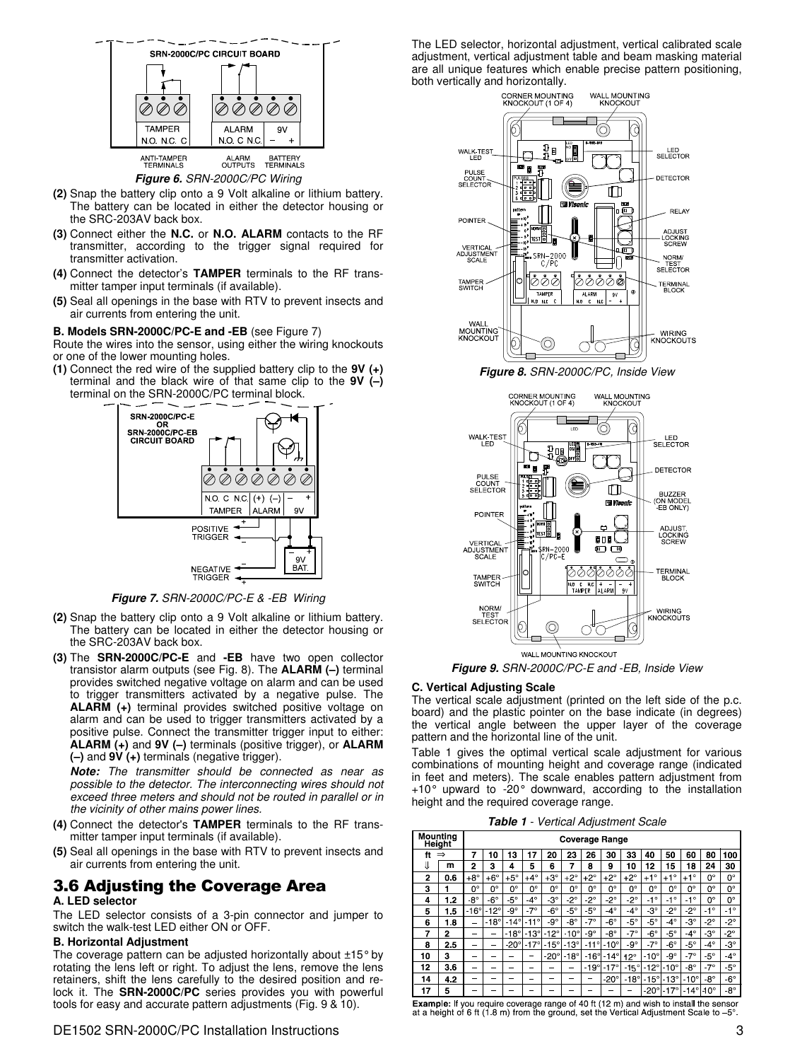*Figure 6. SRN-2000C/PC Wiring*

**(2)** Snap the battery clip onto a 9 Volt alkaline or lithium battery. The battery can be located in either the detector housing or the SRC-203AV back box.

**(3)** Connect either the **N.C.** or **N.O. ALARM** contacts to the RF transmitter, according to the trigger signal required for transmitter activation.

**(4)** Connect the detector's **TAMPER** terminals to the RF transmitter tamper input terminals (if available).

**(5)** Seal all openings in the base with RTV to prevent insects and air currents from entering the unit.

**B. Models SRN-2000C/PC-E and -EB** (see Figure 7)

Route the wires into the sensor, using either the wiring knockouts or one of the lower mounting holes.

**(1)** Connect the red wire of the supplied battery clip to the **9V (+)** terminal and the black wire of that same clip to the **9V (–)** terminal on the SRN-2000C/PC terminal block.

*Figure 7. SRN-2000C/PC-E & -EB Wiring*

**(2)** Snap the battery clip onto a 9 Volt alkaline or lithium battery. The battery can be located in either the detector housing or the SRC-203AV back box.

**(3)** The **SRN-2000C/PC-E** and **-EB** have two open collector transistor alarm outputs (see Fig. 8). The **ALARM (–)** terminal provides switched negative voltage on alarm and can be used to trigger transmitters activated by a negative pulse. The **ALARM (+)** terminal provides switched positive voltage on alarm and can be used to trigger transmitters activated by a positive pulse. Connect the transmitter trigger input to either: **ALARM (+)** and **9V (–)** terminals (positive trigger), or **ALARM (–)** and **9V (+)** terminals (negative trigger).

***Note:*** *The transmitter should be connected as near as possible to the detector. The interconnecting wires should not exceed three meters and should not be routed in parallel or in the vicinity of other mains power lines.*

**(4)** Connect the detector's **TAMPER** terminals to the RF transmitter tamper input terminals (if available).

**(5)** Seal all openings in the base with RTV to prevent insects and air currents from entering the unit.

## 3.6 Adjusting the Coverage Area

**A. LED selector**

The LED selector consists of a 3-pin connector and jumper to switch the walk-test LED either ON or OFF.

**B. Horizontal Adjustment**

The coverage pattern can be adjusted horizontally about ±15° by rotating the lens left or right. To adjust the lens, remove the lens retainers, shift the lens carefully to the desired position and re-lock it. The **SRN-2000C/PC** series provides you with powerful tools for easy and accurate pattern adjustments (Fig. 9 & 10).

The LED selector, horizontal adjustment, vertical calibrated scale adjustment, vertical adjustment table and beam masking material are all unique features which enable precise pattern positioning, both vertically and horizontally.

*Figure 8. SRN-2000C/PC, Inside View*

*Figure 9. SRN-2000C/PC-E and -EB, Inside View*

**C. Vertical Adjusting Scale**

The vertical scale adjustment (printed on the left side of the p.c. board) and the plastic pointer on the base indicate (in degrees) the vertical angle between the upper layer of the coverage pattern and the horizontal line of the unit.

Table 1 gives the optimal vertical scale adjustment for various combinations of mounting height and coverage range (indicated in feet and meters). The scale enables pattern adjustment from +10° upward to -20° downward, according to the installation height and the required coverage range.

***Table 1** - Vertical Adjustment Scale*

| Mounting Height | | Coverage Range | | | | | | | | | | | | | |
|---|---|---|---|---|---|---|---|---|---|---|---|---|---|---|---|
| ft ⇒ | | 7 | 10 | 13 | 17 | 20 | 23 | 26 | 30 | 33 | 40 | 50 | 60 | 80 | 100 |
| ⇓ | m | 2 | 3 | 4 | 5 | 6 | 7 | 8 | 9 | 10 | 12 | 15 | 18 | 24 | 30 |
| 2 | 0.6 | +8° | +6° | +5° | +4° | +3° | +2° | +2° | +2° | +2° | +1° | +1° | +1° | 0° | 0° |
| 3 | 1 | 0° | 0° | 0° | 0° | 0° | 0° | 0° | 0° | 0° | 0° | 0° | 0° | 0° | 0° |
| 4 | 1.2 | -8° | -6° | -5° | -4° | -3° | -2° | -2° | -2° | -2° | -1° | -1° | -1° | 0° | 0° |
| 5 | 1.5 | -16° | -12° | -9° | -7° | -6° | -5° | -5° | -4° | -4° | -3° | -2° | -2° | -1° | -1° |
| 6 | 1.8 | – | -18° | -14° | -11° | -9° | -8° | -7° | -6° | -5° | -5° | -4° | -3° | -2° | -2° |
| 7 | 2 | – | – | -18° | -13° | -12° | -10° | -9° | -8° | -7° | -6° | -5° | -4° | -3° | -2° |
| 8 | 2.5 | – | – | -20° | -17° | -15° | -13° | -11° | -10° | -9° | -7° | -6° | -5° | -4° | -3° |
| 10 | 3 | – | – | – | – | -20° | -18° | -16° | -14° | -12° | -10° | -9° | -7° | -5° | -4° |
| 12 | 3.6 | – | – | – | – | – | – | – | -19° | -17° | -15° | -12° | -10° | -8° | -5° |
| 14 | 4.2 | – | – | – | – | – | – | – | – | -20° | -18° | -15° | -13° | -10° | -6° |
| 17 | 5 | – | – | – | – | – | – | – | – | – | -20° | -17° | -14° | -10° | -8° |

**Example:** If you require coverage range of 40 ft (12 m) and wish to install the sensor at a height of 6 ft (1.8 m) from the ground, set the Vertical Adjustment Scale to –5°.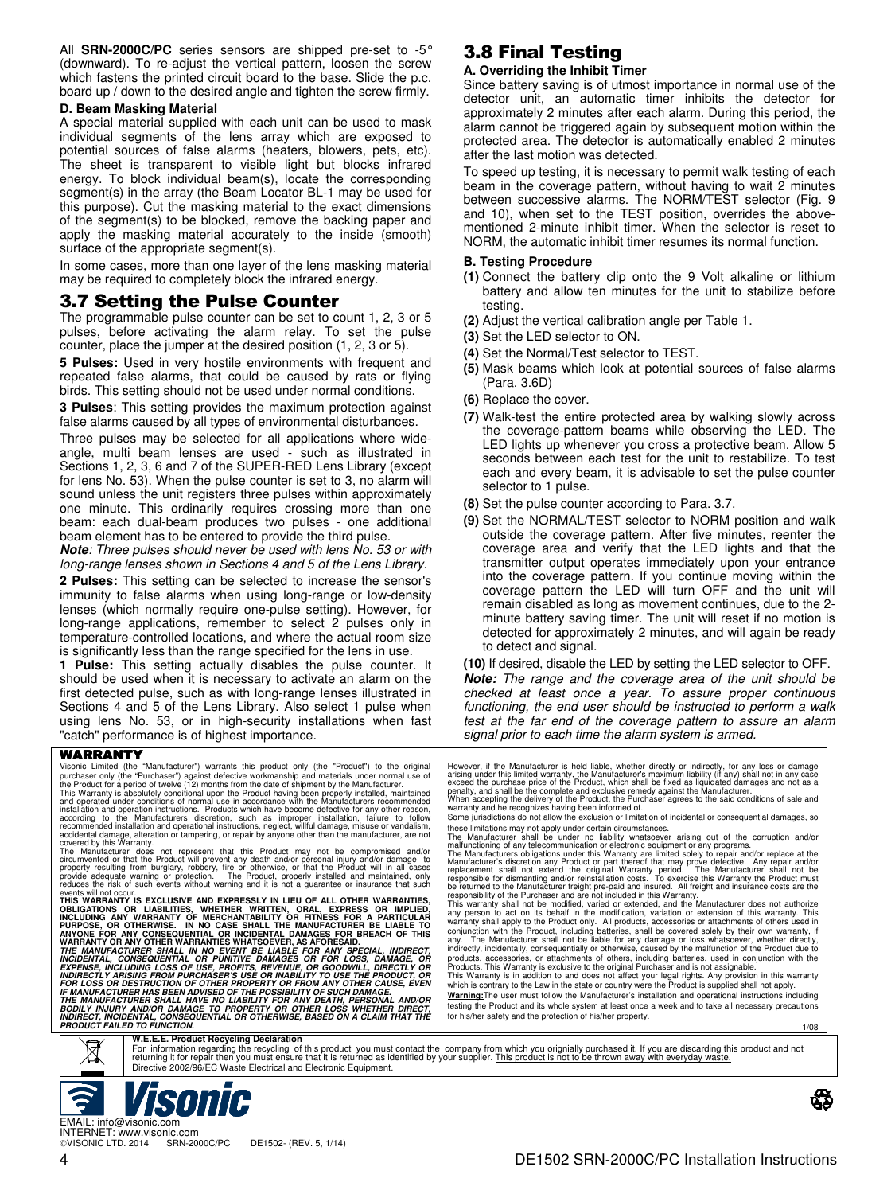All **SRN-2000C/PC** series sensors are shipped pre-set to -5° (downward). To re-adjust the vertical pattern, loosen the screw which fastens the printed circuit board to the base. Slide the p.c. board up / down to the desired angle and tighten the screw firmly.

**D. Beam Masking Material**

A special material supplied with each unit can be used to mask individual segments of the lens array which are exposed to potential sources of false alarms (heaters, blowers, pets, etc). The sheet is transparent to visible light but blocks infrared energy. To block individual beam(s), locate the corresponding segment(s) in the array (the Beam Locator BL-1 may be used for this purpose). Cut the masking material to the exact dimensions of the segment(s) to be blocked, remove the backing paper and apply the masking material accurately to the inside (smooth) surface of the appropriate segment(s).

In some cases, more than one layer of the lens masking material may be required to completely block the infrared energy.

## 3.7 Setting the Pulse Counter

The programmable pulse counter can be set to count 1, 2, 3 or 5 pulses, before activating the alarm relay. To set the pulse counter, place the jumper at the desired position (1, 2, 3 or 5).

**5 Pulses:** Used in very hostile environments with frequent and repeated false alarms, that could be caused by rats or flying birds. This setting should not be used under normal conditions.

**3 Pulses**: This setting provides the maximum protection against false alarms caused by all types of environmental disturbances.

Three pulses may be selected for all applications where wide-angle, multi beam lenses are used - such as illustrated in Sections 1, 2, 3, 6 and 7 of the SUPER-RED Lens Library (except for lens No. 53). When the pulse counter is set to 3, no alarm will sound unless the unit registers three pulses within approximately one minute. This ordinarily requires crossing more than one beam: each dual-beam produces two pulses - one additional beam element has to be entered to provide the third pulse.

***Note**: Three pulses should never be used with lens No. 53 or with long-range lenses shown in Sections 4 and 5 of the Lens Library.*

**2 Pulses:** This setting can be selected to increase the sensor's immunity to false alarms when using long-range or low-density lenses (which normally require one-pulse setting). However, for long-range applications, remember to select 2 pulses only in temperature-controlled locations, and where the actual room size is significantly less than the range specified for the lens in use.

**1 Pulse:** This setting actually disables the pulse counter. It should be used when it is necessary to activate an alarm on the first detected pulse, such as with long-range lenses illustrated in Sections 4 and 5 of the Lens Library. Also select 1 pulse when using lens No. 53, or in high-security installations when fast "catch" performance is of highest importance.

## 3.8 Final Testing

**A. Overriding the Inhibit Timer**

Since battery saving is of utmost importance in normal use of the detector unit, an automatic timer inhibits the detector for approximately 2 minutes after each alarm. During this period, the alarm cannot be triggered again by subsequent motion within the protected area. The detector is automatically enabled 2 minutes after the last motion was detected.

To speed up testing, it is necessary to permit walk testing of each beam in the coverage pattern, without having to wait 2 minutes between successive alarms. The NORM/TEST selector (Fig. 9 and 10), when set to the TEST position, overrides the above-mentioned 2-minute inhibit timer. When the selector is reset to NORM, the automatic inhibit timer resumes its normal function.

**B. Testing Procedure**

**(1)** Connect the battery clip onto the 9 Volt alkaline or lithium battery and allow ten minutes for the unit to stabilize before testing.

**(2)** Adjust the vertical calibration angle per Table 1.

**(3)** Set the LED selector to ON.

**(4)** Set the Normal/Test selector to TEST.

**(5)** Mask beams which look at potential sources of false alarms (Para. 3.6D)

**(6)** Replace the cover.

**(7)** Walk-test the entire protected area by walking slowly across the coverage-pattern beams while observing the LED. The LED lights up whenever you cross a protective beam. Allow 5 seconds between each test for the unit to restabilize. To test each and every beam, it is advisable to set the pulse counter selector to 1 pulse.

**(8)** Set the pulse counter according to Para. 3.7.

**(9)** Set the NORMAL/TEST selector to NORM position and walk outside the coverage pattern. After five minutes, reenter the coverage area and verify that the LED lights and that the transmitter output operates immediately upon your entrance into the coverage pattern. If you continue moving within the coverage pattern the LED will turn OFF and the unit will remain disabled as long as movement continues, due to the 2-minute battery saving timer. The unit will reset if no motion is detected for approximately 2 minutes, and will again be ready to detect and signal.

**(10)** If desired, disable the LED by setting the LED selector to OFF.

***Note:** The range and the coverage area of the unit should be checked at least once a year. To assure proper continuous functioning, the end user should be instructed to perform a walk test at the far end of the coverage pattern to assure an alarm signal prior to each time the alarm system is armed.*

## WARRANTY

Visonic Limited (the "Manufacturer") warrants this product only (the "Product") to the original purchaser only (the "Purchaser") against defective workmanship and materials under normal use of the Product for a period of twelve (12) months from the date of shipment by the Manufacturer.

This Warranty is absolutely conditional upon the Product having been properly installed, maintained and operated under conditions of normal use in accordance with the Manufacturers recommended installation and operation instructions. Products which have become defective for any other reason, according to the Manufacturers discretion, such as improper installation, failure to follow recommended installation and operational instructions, neglect, willful damage, misuse or vandalism, accidental damage, alteration or tampering, or repair by anyone other than the manufacturer, are not covered by this Warranty.

The Manufacturer does not represent that this Product may not be compromised and/or circumvented or that the Product will prevent any death and/or personal injury and/or damage to property resulting from burglary, robbery, fire or otherwise, or that the Product will in all cases provide adequate warning or protection. The Product, properly installed and maintained, only reduces the risk of such events without warning and it is not a guarantee or insurance that such events will not occur.

**THIS WARRANTY IS EXCLUSIVE AND EXPRESSLY IN LIEU OF ALL OTHER WARRANTIES, OBLIGATIONS OR LIABILITIES, WHETHER WRITTEN, ORAL, EXPRESS OR IMPLIED, INCLUDING ANY WARRANTY OF MERCHANTABILITY OR FITNESS FOR A PARTICULAR PURPOSE, OR OTHERWISE. IN NO CASE SHALL THE MANUFACTURER BE LIABLE TO ANYONE FOR ANY CONSEQUENTIAL OR INCIDENTAL DAMAGES FOR BREACH OF THIS WARRANTY OR ANY OTHER WARRANTIES WHATSOEVER, AS AFORESAID.**

***THE MANUFACTURER SHALL IN NO EVENT BE LIABLE FOR ANY SPECIAL, INDIRECT, INCIDENTAL, CONSEQUENTIAL OR PUNITIVE DAMAGES OR FOR LOSS, DAMAGE, OR EXPENSE, INCLUDING LOSS OF USE, PROFITS, REVENUE, OR GOODWILL, DIRECTLY OR INDIRECTLY ARISING FROM PURCHASER'S USE OR INABILITY TO USE THE PRODUCT, OR FOR LOSS OR DESTRUCTION OF OTHER PROPERTY OR FROM ANY OTHER CAUSE, EVEN IF MANUFACTURER HAS BEEN ADVISED OF THE POSSIBILITY OF SUCH DAMAGE.***

***THE MANUFACTURER SHALL HAVE NO LIABILITY FOR ANY DEATH, PERSONAL AND/OR BODILY INJURY AND/OR DAMAGE TO PROPERTY OR OTHER LOSS WHETHER DIRECT, INDIRECT, INCIDENTAL, CONSEQUENTIAL OR OTHERWISE, BASED ON A CLAIM THAT THE PRODUCT FAILED TO FUNCTION.***

However, if the Manufacturer is held liable, whether directly or indirectly, for any loss or damage arising under this limited warranty, the Manufacturer's maximum liability (if any) shall not in any case exceed the purchase price of the Product, which shall be fixed as liquidated damages and not as a penalty, and shall be the complete and exclusive remedy against the Manufacturer.

When accepting the delivery of the Product, the Purchaser agrees to the said conditions of sale and warranty and he recognizes having been informed of.

Some jurisdictions do not allow the exclusion or limitation of incidental or consequential damages, so these limitations may not apply under certain circumstances.

The Manufacturer shall be under no liability whatsoever arising out of the corruption and/or malfunctioning of any telecommunication or electronic equipment or any programs.

The Manufacturers obligations under this Warranty are limited solely to repair and/or replace at the Manufacturer's discretion any Product or part thereof that may prove defective. Any repair and/or replacement shall not extend the original Warranty period. The Manufacturer shall not be responsible for dismantling and/or reinstallation costs. To exercise this Warranty the Product must be returned to the Manufacturer freight pre-paid and insured. All freight and insurance costs are the responsibility of the Purchaser and are not included in this Warranty.

This warranty shall not be modified, varied or extended, and the Manufacturer does not authorize any person to act on its behalf in the modification, variation or extension of this warranty. This warranty shall apply to the Product only. All products, accessories or attachments of others used in conjunction with the Product, including batteries, shall be covered solely by their own warranty, if any. The Manufacturer shall not be liable for any damage or loss whatsoever, whether directly, indirectly, incidentally, consequentially or otherwise, caused by the malfunction of the Product due to products, accessories, or attachments of others, including batteries, used in conjunction with the Products. This Warranty is exclusive to the original Purchaser and is not assignable.

This Warranty is in addition to and does not affect your legal rights. Any provision in this warranty which is contrary to the Law in the state or country were the Product is supplied shall not apply.

**Warning:** The user must follow the Manufacturer's installation and operational instructions including testing the Product and its whole system at least once a week and to take all necessary precautions for his/her safety and the protection of his/her property.

1/08

**W.E.E.E. Product Recycling Declaration**

For information regarding the recycling of this product you must contact the company from which you orignially purchased it. If you are discarding this product and not returning it for repair then you must ensure that it is returned as identified by your supplier. This product is not to be thrown away with everyday waste.

Directive 2002/96/EC Waste Electrical and Electronic Equipment.

Visonic

EMAIL: info@visonic.com
INTERNET: www.visonic.com
©VISONIC LTD. 2014 SRN-2000C/PC DE1502- (REV. 5, 1/14)